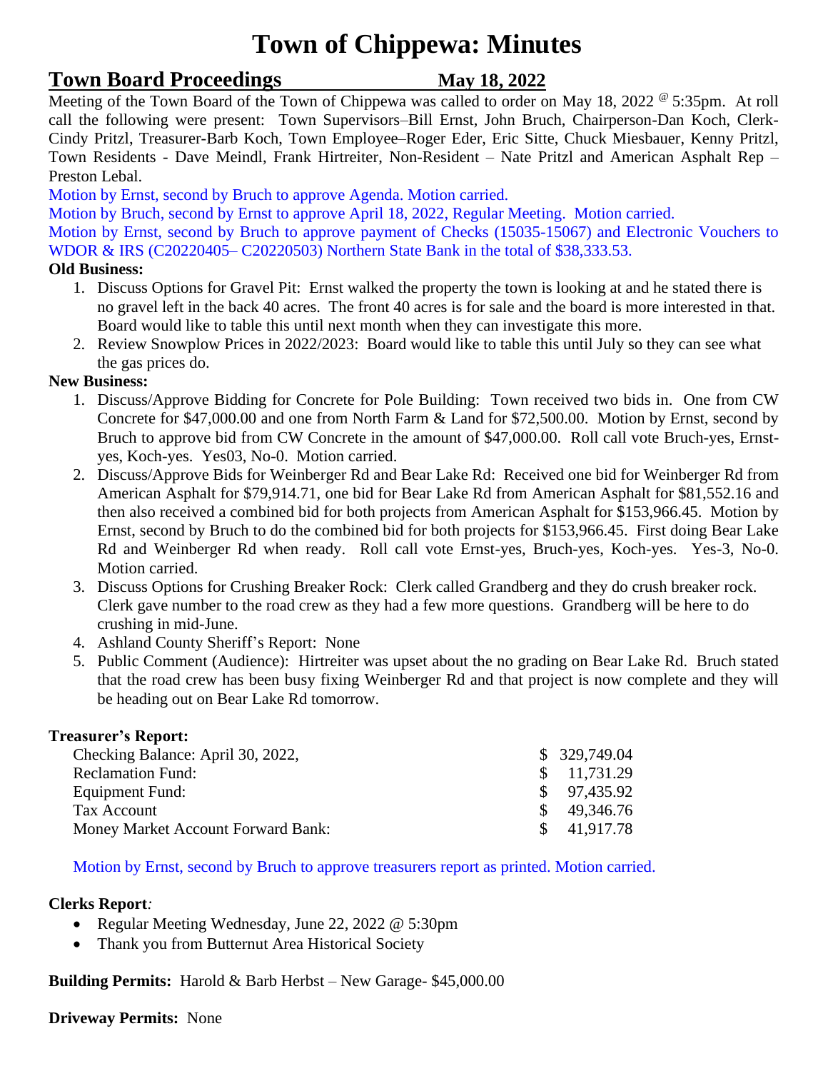# Town of Chippewa: Minutes

## Town Board Proceedings May 18, 2022

Meeting of the Town Board of the Town of Chippewa was called to order on May 18, 2022 @ 5:35pm. At roll call the following were present: Town Supervisors–Bill Ernst, John Bruch, Chairperson-Dan Koch, Clerk-Cindy Pritzl, Treasurer-Barb Koch, Town Employee–Roger Eder, Eric Sitte, Chuck Miesbauer, Kenny Pritzl, Town Residents - Dave Meindl, Frank Hirtreiter, Non-Resident – Nate Pritzl and American Asphalt Rep – Preston Lebal.

Motion by Ernst, second by Bruch to approve Agenda. Motion carried.

Motion by Bruch, second by Ernst to approve April 18, 2022, Regular Meeting. Motion carried.

Motion by Ernst, second by Bruch to approve payment of Checks (15035-15067) and Electronic Vouchers to WDOR & IRS (C20220405– C20220503) Northern State Bank in the total of $38,333.53.

**Old Business:**

1. Discuss Options for Gravel Pit: Ernst walked the property the town is looking at and he stated there is no gravel left in the back 40 acres. The front 40 acres is for sale and the board is more interested in that. Board would like to table this until next month when they can investigate this more.
2. Review Snowplow Prices in 2022/2023: Board would like to table this until July so they can see what the gas prices do.

**New Business:**

1. Discuss/Approve Bidding for Concrete for Pole Building: Town received two bids in. One from CW Concrete for $47,000.00 and one from North Farm & Land for $72,500.00. Motion by Ernst, second by Bruch to approve bid from CW Concrete in the amount of $47,000.00. Roll call vote Bruch-yes, Ernst-yes, Koch-yes. Yes03, No-0. Motion carried.
2. Discuss/Approve Bids for Weinberger Rd and Bear Lake Rd: Received one bid for Weinberger Rd from American Asphalt for $79,914.71, one bid for Bear Lake Rd from American Asphalt for $81,552.16 and then also received a combined bid for both projects from American Asphalt for $153,966.45. Motion by Ernst, second by Bruch to do the combined bid for both projects for $153,966.45. First doing Bear Lake Rd and Weinberger Rd when ready. Roll call vote Ernst-yes, Bruch-yes, Koch-yes. Yes-3, No-0. Motion carried.
3. Discuss Options for Crushing Breaker Rock: Clerk called Grandberg and they do crush breaker rock. Clerk gave number to the road crew as they had a few more questions. Grandberg will be here to do crushing in mid-June.
4. Ashland County Sheriff's Report: None
5. Public Comment (Audience): Hirtreiter was upset about the no grading on Bear Lake Rd. Bruch stated that the road crew has been busy fixing Weinberger Rd and that project is now complete and they will be heading out on Bear Lake Rd tomorrow.

**Treasurer's Report:**

| | |
|---|---|
| Checking Balance: April 30, 2022, | $ 329,749.04 |
| Reclamation Fund: | $ 11,731.29 |
| Equipment Fund: | $ 97,435.92 |
| Tax Account | $ 49,346.76 |
| Money Market Account Forward Bank: | $ 41,917.78 |

Motion by Ernst, second by Bruch to approve treasurers report as printed. Motion carried.

**Clerks Report***:*

- Regular Meeting Wednesday, June 22, 2022 @ 5:30pm
- Thank you from Butternut Area Historical Society

**Building Permits:** Harold & Barb Herbst – New Garage- $45,000.00

**Driveway Permits:** None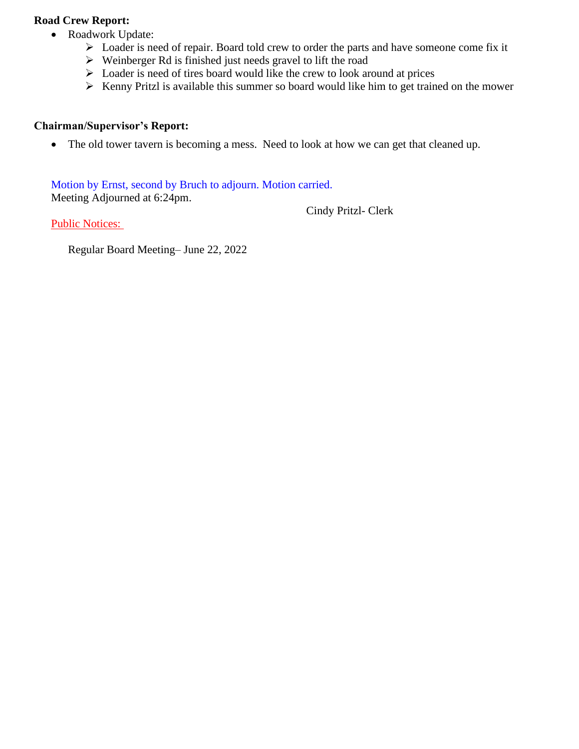**Road Crew Report:**

- Roadwork Update:
  - Loader is need of repair. Board told crew to order the parts and have someone come fix it
  - Weinberger Rd is finished just needs gravel to lift the road
  - Loader is need of tires board would like the crew to look around at prices
  - Kenny Pritzl is available this summer so board would like him to get trained on the mower

**Chairman/Supervisor's Report:**

- The old tower tavern is becoming a mess. Need to look at how we can get that cleaned up.

Motion by Ernst, second by Bruch to adjourn. Motion carried.
Meeting Adjourned at 6:24pm.

Cindy Pritzl- Clerk

Public Notices:

Regular Board Meeting– June 22, 2022